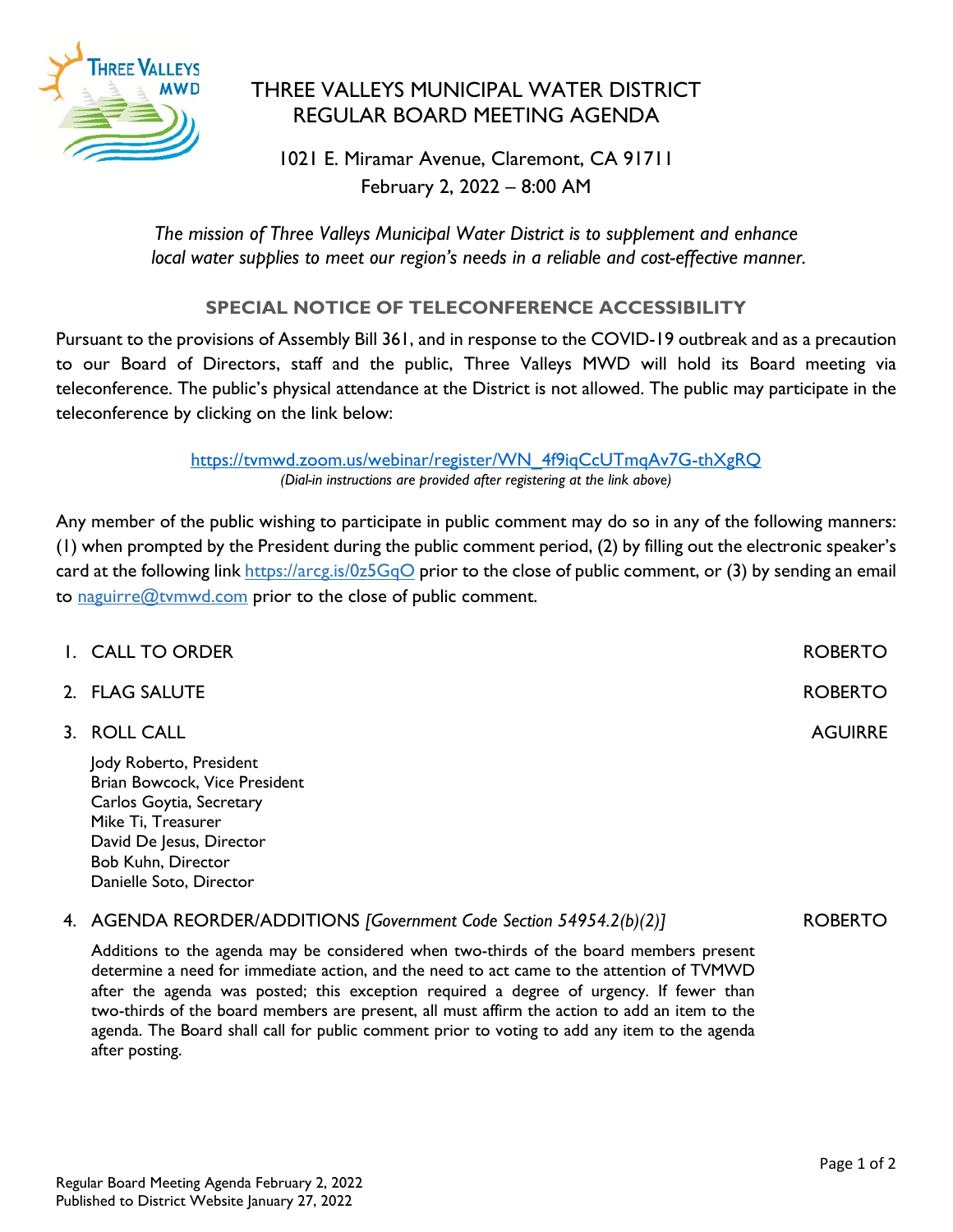# THREE VALLEYS MUNICIPAL WATER DISTRICT
# REGULAR BOARD MEETING AGENDA

1021 E. Miramar Avenue, Claremont, CA 91711
February 2, 2022 – 8:00 AM

*The mission of Three Valleys Municipal Water District is to supplement and enhance local water supplies to meet our region's needs in a reliable and cost-effective manner.*

## SPECIAL NOTICE OF TELECONFERENCE ACCESSIBILITY

Pursuant to the provisions of Assembly Bill 361, and in response to the COVID-19 outbreak and as a precaution to our Board of Directors, staff and the public, Three Valleys MWD will hold its Board meeting via teleconference. The public's physical attendance at the District is not allowed. The public may participate in the teleconference by clicking on the link below:

https://tvmwd.zoom.us/webinar/register/WN_4f9iqCcUTmqAv7G-thXgRQ
*(Dial-in instructions are provided after registering at the link above)*

Any member of the public wishing to participate in public comment may do so in any of the following manners: (1) when prompted by the President during the public comment period, (2) by filling out the electronic speaker's card at the following link https://arcg.is/0z5GqO prior to the close of public comment, or (3) by sending an email to naguirre@tvmwd.com prior to the close of public comment.

1. CALL TO ORDER — ROBERTO

2. FLAG SALUTE — ROBERTO

3. ROLL CALL — AGUIRRE

   Jody Roberto, President
   Brian Bowcock, Vice President
   Carlos Goytia, Secretary
   Mike Ti, Treasurer
   David De Jesus, Director
   Bob Kuhn, Director
   Danielle Soto, Director

4. AGENDA REORDER/ADDITIONS *[Government Code Section 54954.2(b)(2)]* — ROBERTO

   Additions to the agenda may be considered when two-thirds of the board members present determine a need for immediate action, and the need to act came to the attention of TVMWD after the agenda was posted; this exception required a degree of urgency. If fewer than two-thirds of the board members are present, all must affirm the action to add an item to the agenda. The Board shall call for public comment prior to voting to add any item to the agenda after posting.

Regular Board Meeting Agenda February 2, 2022
Published to District Website January 27, 2022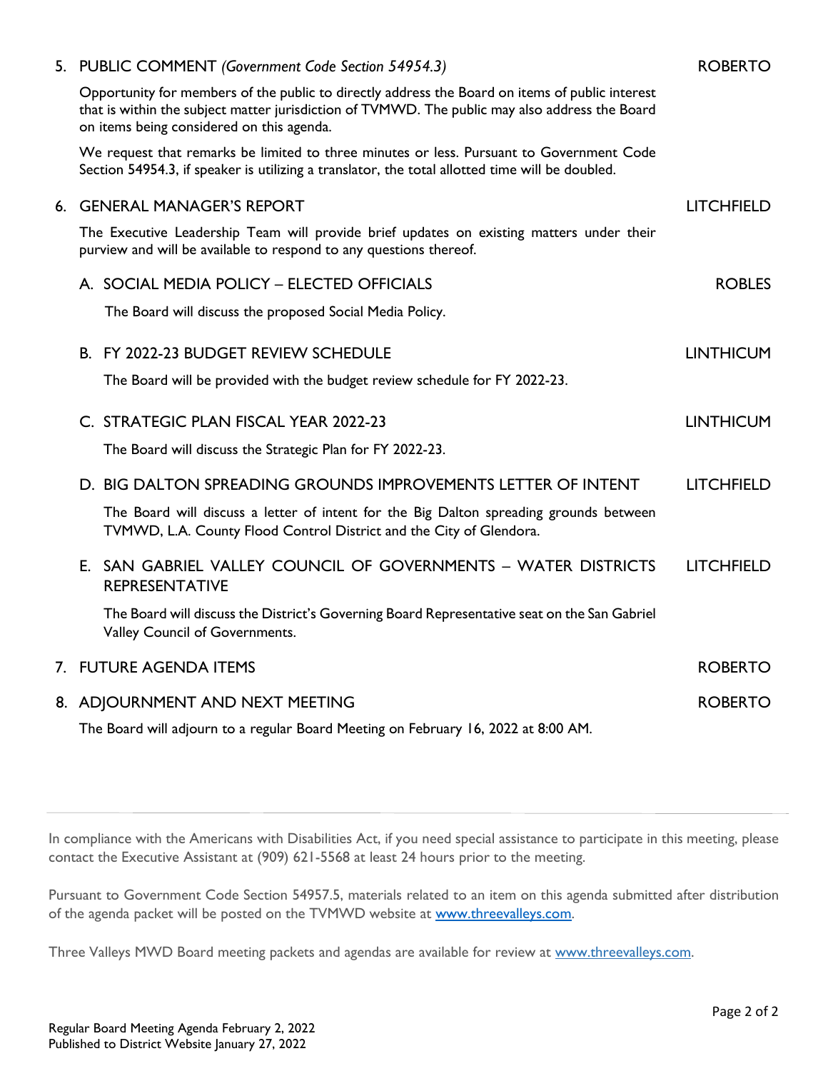5. PUBLIC COMMENT *(Government Code Section 54954.3)* ROBERTO

   Opportunity for members of the public to directly address the Board on items of public interest that is within the subject matter jurisdiction of TVMWD. The public may also address the Board on items being considered on this agenda.

   We request that remarks be limited to three minutes or less. Pursuant to Government Code Section 54954.3, if speaker is utilizing a translator, the total allotted time will be doubled.

6. GENERAL MANAGER'S REPORT LITCHFIELD

   The Executive Leadership Team will provide brief updates on existing matters under their purview and will be available to respond to any questions thereof.

   A. SOCIAL MEDIA POLICY – ELECTED OFFICIALS ROBLES

      The Board will discuss the proposed Social Media Policy.

   B. FY 2022-23 BUDGET REVIEW SCHEDULE LINTHICUM

      The Board will be provided with the budget review schedule for FY 2022-23.

   C. STRATEGIC PLAN FISCAL YEAR 2022-23 LINTHICUM

      The Board will discuss the Strategic Plan for FY 2022-23.

   D. BIG DALTON SPREADING GROUNDS IMPROVEMENTS LETTER OF INTENT LITCHFIELD

      The Board will discuss a letter of intent for the Big Dalton spreading grounds between TVMWD, L.A. County Flood Control District and the City of Glendora.

   E. SAN GABRIEL VALLEY COUNCIL OF GOVERNMENTS – WATER DISTRICTS REPRESENTATIVE LITCHFIELD

      The Board will discuss the District's Governing Board Representative seat on the San Gabriel Valley Council of Governments.

7. FUTURE AGENDA ITEMS ROBERTO

8. ADJOURNMENT AND NEXT MEETING ROBERTO

   The Board will adjourn to a regular Board Meeting on February 16, 2022 at 8:00 AM.

---

In compliance with the Americans with Disabilities Act, if you need special assistance to participate in this meeting, please contact the Executive Assistant at (909) 621-5568 at least 24 hours prior to the meeting.

Pursuant to Government Code Section 54957.5, materials related to an item on this agenda submitted after distribution of the agenda packet will be posted on the TVMWD website at www.threevalleys.com.

Three Valleys MWD Board meeting packets and agendas are available for review at www.threevalleys.com.

Regular Board Meeting Agenda February 2, 2022
Published to District Website January 27, 2022